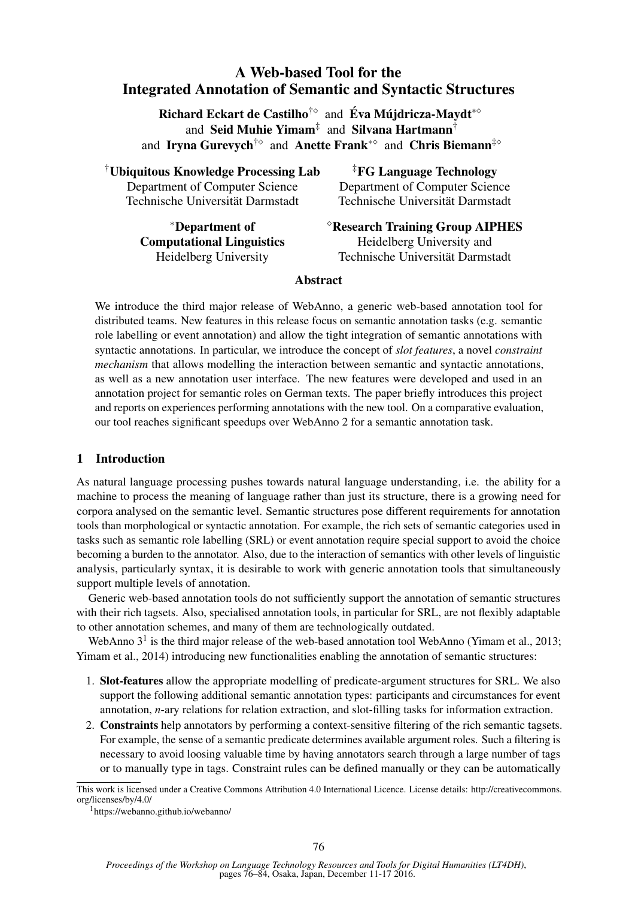# A Web-based Tool for the Integrated Annotation of Semantic and Syntactic Structures

**Richard Eckart de Castilho**[†◇] and **Éva Mújdricza-Maydt**[*◇] and **Seid Muhie Yimam**[‡] and **Silvana Hartmann**[†] and **Iryna Gurevych**[†◇] and **Anette Frank**[*◇] and **Chris Biemann**[‡◇]

[†]**Ubiquitous Knowledge Processing Lab**
Department of Computer Science
Technische Universität Darmstadt

[‡]**FG Language Technology**
Department of Computer Science
Technische Universität Darmstadt

[*]**Department of Computational Linguistics**
Heidelberg University

[◇]**Research Training Group AIPHES**
Heidelberg University and
Technische Universität Darmstadt

## Abstract

We introduce the third major release of WebAnno, a generic web-based annotation tool for distributed teams. New features in this release focus on semantic annotation tasks (e.g. semantic role labelling or event annotation) and allow the tight integration of semantic annotations with syntactic annotations. In particular, we introduce the concept of *slot features*, a novel *constraint mechanism* that allows modelling the interaction between semantic and syntactic annotations, as well as a new annotation user interface. The new features were developed and used in an annotation project for semantic roles on German texts. The paper briefly introduces this project and reports on experiences performing annotations with the new tool. On a comparative evaluation, our tool reaches significant speedups over WebAnno 2 for a semantic annotation task.

## 1 Introduction

As natural language processing pushes towards natural language understanding, i.e. the ability for a machine to process the meaning of language rather than just its structure, there is a growing need for corpora analysed on the semantic level. Semantic structures pose different requirements for annotation tools than morphological or syntactic annotation. For example, the rich sets of semantic categories used in tasks such as semantic role labelling (SRL) or event annotation require special support to avoid the choice becoming a burden to the annotator. Also, due to the interaction of semantics with other levels of linguistic analysis, particularly syntax, it is desirable to work with generic annotation tools that simultaneously support multiple levels of annotation.

Generic web-based annotation tools do not sufficiently support the annotation of semantic structures with their rich tagsets. Also, specialised annotation tools, in particular for SRL, are not flexibly adaptable to other annotation schemes, and many of them are technologically outdated.

WebAnno 3[1] is the third major release of the web-based annotation tool WebAnno (Yimam et al., 2013; Yimam et al., 2014) introducing new functionalities enabling the annotation of semantic structures:

1. **Slot-features** allow the appropriate modelling of predicate-argument structures for SRL. We also support the following additional semantic annotation types: participants and circumstances for event annotation, *n*-ary relations for relation extraction, and slot-filling tasks for information extraction.
2. **Constraints** help annotators by performing a context-sensitive filtering of the rich semantic tagsets. For example, the sense of a semantic predicate determines available argument roles. Such a filtering is necessary to avoid loosing valuable time by having annotators search through a large number of tags or to manually type in tags. Constraint rules can be defined manually or they can be automatically

This work is licensed under a Creative Commons Attribution 4.0 International Licence. License details: http://creativecommons.org/licenses/by/4.0/

[1] https://webanno.github.io/webanno/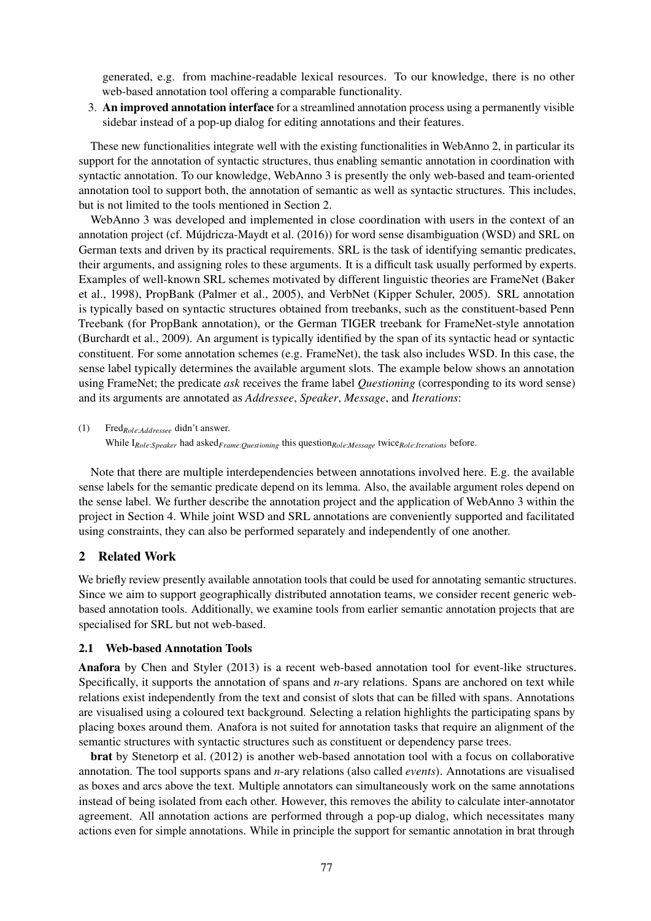generated, e.g. from machine-readable lexical resources. To our knowledge, there is no other web-based annotation tool offering a comparable functionality.

3. **An improved annotation interface** for a streamlined annotation process using a permanently visible sidebar instead of a pop-up dialog for editing annotations and their features.

These new functionalities integrate well with the existing functionalities in WebAnno 2, in particular its support for the annotation of syntactic structures, thus enabling semantic annotation in coordination with syntactic annotation. To our knowledge, WebAnno 3 is presently the only web-based and team-oriented annotation tool to support both, the annotation of semantic as well as syntactic structures. This includes, but is not limited to the tools mentioned in Section 2.

WebAnno 3 was developed and implemented in close coordination with users in the context of an annotation project (cf. Mújdricza-Maydt et al. (2016)) for word sense disambiguation (WSD) and SRL on German texts and driven by its practical requirements. SRL is the task of identifying semantic predicates, their arguments, and assigning roles to these arguments. It is a difficult task usually performed by experts. Examples of well-known SRL schemes motivated by different linguistic theories are FrameNet (Baker et al., 1998), PropBank (Palmer et al., 2005), and VerbNet (Kipper Schuler, 2005). SRL annotation is typically based on syntactic structures obtained from treebanks, such as the constituent-based Penn Treebank (for PropBank annotation), or the German TIGER treebank for FrameNet-style annotation (Burchardt et al., 2009). An argument is typically identified by the span of its syntactic head or syntactic constituent. For some annotation schemes (e.g. FrameNet), the task also includes WSD. In this case, the sense label typically determines the available argument slots. The example below shows an annotation using FrameNet; the predicate *ask* receives the frame label *Questioning* (corresponding to its word sense) and its arguments are annotated as *Addressee*, *Speaker*, *Message*, and *Iterations*:

(1) Fred$_{Role:Addressee}$ didn't answer.
While I$_{Role:Speaker}$ had asked$_{Frame:Questioning}$ this question$_{Role:Message}$ twice$_{Role:Iterations}$ before.

Note that there are multiple interdependencies between annotations involved here. E.g. the available sense labels for the semantic predicate depend on its lemma. Also, the available argument roles depend on the sense label. We further describe the annotation project and the application of WebAnno 3 within the project in Section 4. While joint WSD and SRL annotations are conveniently supported and facilitated using constraints, they can also be performed separately and independently of one another.

## 2 Related Work

We briefly review presently available annotation tools that could be used for annotating semantic structures. Since we aim to support geographically distributed annotation teams, we consider recent generic web-based annotation tools. Additionally, we examine tools from earlier semantic annotation projects that are specialised for SRL but not web-based.

### 2.1 Web-based Annotation Tools

**Anafora** by Chen and Styler (2013) is a recent web-based annotation tool for event-like structures. Specifically, it supports the annotation of spans and *n*-ary relations. Spans are anchored on text while relations exist independently from the text and consist of slots that can be filled with spans. Annotations are visualised using a coloured text background. Selecting a relation highlights the participating spans by placing boxes around them. Anafora is not suited for annotation tasks that require an alignment of the semantic structures with syntactic structures such as constituent or dependency parse trees.

**brat** by Stenetorp et al. (2012) is another web-based annotation tool with a focus on collaborative annotation. The tool supports spans and *n*-ary relations (also called *events*). Annotations are visualised as boxes and arcs above the text. Multiple annotators can simultaneously work on the same annotations instead of being isolated from each other. However, this removes the ability to calculate inter-annotator agreement. All annotation actions are performed through a pop-up dialog, which necessitates many actions even for simple annotations. While in principle the support for semantic annotation in brat through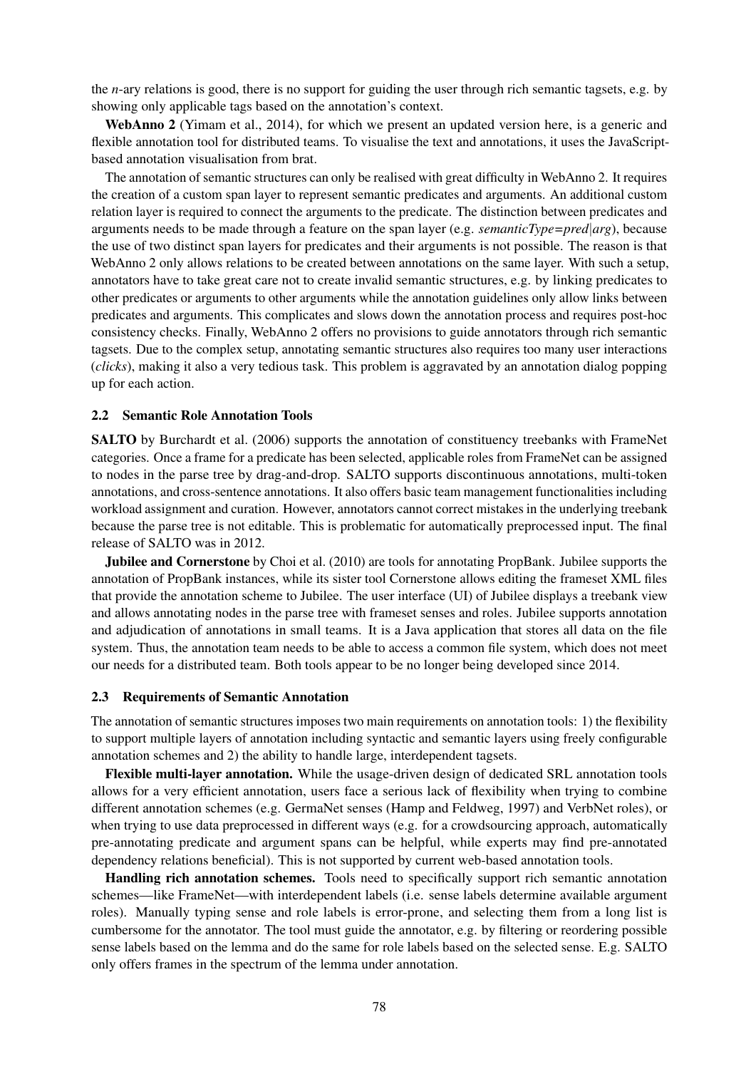the *n*-ary relations is good, there is no support for guiding the user through rich semantic tagsets, e.g. by showing only applicable tags based on the annotation's context.

**WebAnno 2** (Yimam et al., 2014), for which we present an updated version here, is a generic and flexible annotation tool for distributed teams. To visualise the text and annotations, it uses the JavaScript-based annotation visualisation from brat.

The annotation of semantic structures can only be realised with great difficulty in WebAnno 2. It requires the creation of a custom span layer to represent semantic predicates and arguments. An additional custom relation layer is required to connect the arguments to the predicate. The distinction between predicates and arguments needs to be made through a feature on the span layer (e.g. *semanticType=pred|arg*), because the use of two distinct span layers for predicates and their arguments is not possible. The reason is that WebAnno 2 only allows relations to be created between annotations on the same layer. With such a setup, annotators have to take great care not to create invalid semantic structures, e.g. by linking predicates to other predicates or arguments to other arguments while the annotation guidelines only allow links between predicates and arguments. This complicates and slows down the annotation process and requires post-hoc consistency checks. Finally, WebAnno 2 offers no provisions to guide annotators through rich semantic tagsets. Due to the complex setup, annotating semantic structures also requires too many user interactions (*clicks*), making it also a very tedious task. This problem is aggravated by an annotation dialog popping up for each action.

### 2.2 Semantic Role Annotation Tools

**SALTO** by Burchardt et al. (2006) supports the annotation of constituency treebanks with FrameNet categories. Once a frame for a predicate has been selected, applicable roles from FrameNet can be assigned to nodes in the parse tree by drag-and-drop. SALTO supports discontinuous annotations, multi-token annotations, and cross-sentence annotations. It also offers basic team management functionalities including workload assignment and curation. However, annotators cannot correct mistakes in the underlying treebank because the parse tree is not editable. This is problematic for automatically preprocessed input. The final release of SALTO was in 2012.

**Jubilee and Cornerstone** by Choi et al. (2010) are tools for annotating PropBank. Jubilee supports the annotation of PropBank instances, while its sister tool Cornerstone allows editing the frameset XML files that provide the annotation scheme to Jubilee. The user interface (UI) of Jubilee displays a treebank view and allows annotating nodes in the parse tree with frameset senses and roles. Jubilee supports annotation and adjudication of annotations in small teams. It is a Java application that stores all data on the file system. Thus, the annotation team needs to be able to access a common file system, which does not meet our needs for a distributed team. Both tools appear to be no longer being developed since 2014.

### 2.3 Requirements of Semantic Annotation

The annotation of semantic structures imposes two main requirements on annotation tools: 1) the flexibility to support multiple layers of annotation including syntactic and semantic layers using freely configurable annotation schemes and 2) the ability to handle large, interdependent tagsets.

**Flexible multi-layer annotation.** While the usage-driven design of dedicated SRL annotation tools allows for a very efficient annotation, users face a serious lack of flexibility when trying to combine different annotation schemes (e.g. GermaNet senses (Hamp and Feldweg, 1997) and VerbNet roles), or when trying to use data preprocessed in different ways (e.g. for a crowdsourcing approach, automatically pre-annotating predicate and argument spans can be helpful, while experts may find pre-annotated dependency relations beneficial). This is not supported by current web-based annotation tools.

**Handling rich annotation schemes.** Tools need to specifically support rich semantic annotation schemes—like FrameNet—with interdependent labels (i.e. sense labels determine available argument roles). Manually typing sense and role labels is error-prone, and selecting them from a long list is cumbersome for the annotator. The tool must guide the annotator, e.g. by filtering or reordering possible sense labels based on the lemma and do the same for role labels based on the selected sense. E.g. SALTO only offers frames in the spectrum of the lemma under annotation.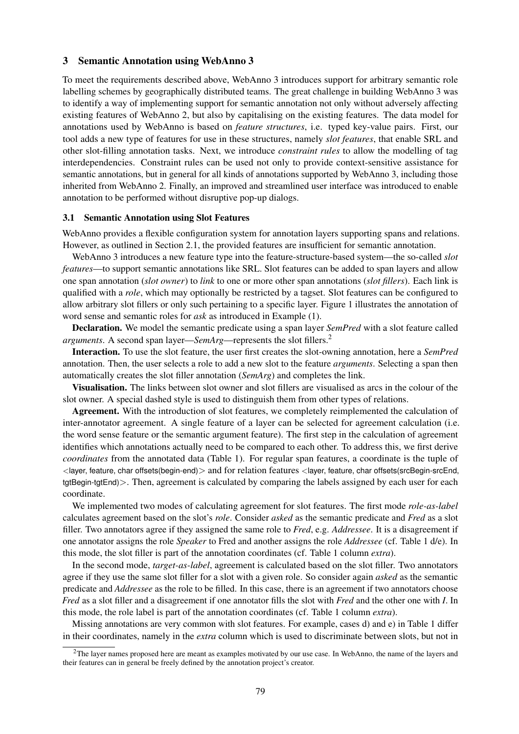## 3 Semantic Annotation using WebAnno 3

To meet the requirements described above, WebAnno 3 introduces support for arbitrary semantic role labelling schemes by geographically distributed teams. The great challenge in building WebAnno 3 was to identify a way of implementing support for semantic annotation not only without adversely affecting existing features of WebAnno 2, but also by capitalising on the existing features. The data model for annotations used by WebAnno is based on *feature structures*, i.e. typed key-value pairs. First, our tool adds a new type of features for use in these structures, namely *slot features*, that enable SRL and other slot-filling annotation tasks. Next, we introduce *constraint rules* to allow the modelling of tag interdependencies. Constraint rules can be used not only to provide context-sensitive assistance for semantic annotations, but in general for all kinds of annotations supported by WebAnno 3, including those inherited from WebAnno 2. Finally, an improved and streamlined user interface was introduced to enable annotation to be performed without disruptive pop-up dialogs.

### 3.1 Semantic Annotation using Slot Features

WebAnno provides a flexible configuration system for annotation layers supporting spans and relations. However, as outlined in Section 2.1, the provided features are insufficient for semantic annotation.

WebAnno 3 introduces a new feature type into the feature-structure-based system—the so-called *slot features*—to support semantic annotations like SRL. Slot features can be added to span layers and allow one span annotation (*slot owner*) to *link* to one or more other span annotations (*slot fillers*). Each link is qualified with a *role*, which may optionally be restricted by a tagset. Slot features can be configured to allow arbitrary slot fillers or only such pertaining to a specific layer. Figure 1 illustrates the annotation of word sense and semantic roles for *ask* as introduced in Example (1).

**Declaration.** We model the semantic predicate using a span layer *SemPred* with a slot feature called *arguments*. A second span layer—*SemArg*—represents the slot fillers.[2]

**Interaction.** To use the slot feature, the user first creates the slot-owning annotation, here a *SemPred* annotation. Then, the user selects a role to add a new slot to the feature *arguments*. Selecting a span then automatically creates the slot filler annotation (*SemArg*) and completes the link.

**Visualisation.** The links between slot owner and slot fillers are visualised as arcs in the colour of the slot owner. A special dashed style is used to distinguish them from other types of relations.

**Agreement.** With the introduction of slot features, we completely reimplemented the calculation of inter-annotator agreement. A single feature of a layer can be selected for agreement calculation (i.e. the word sense feature or the semantic argument feature). The first step in the calculation of agreement identifies which annotations actually need to be compared to each other. To address this, we first derive *coordinates* from the annotated data (Table 1). For regular span features, a coordinate is the tuple of <layer, feature, char offsets(begin-end)> and for relation features <layer, feature, char offsets(srcBegin-srcEnd, tgtBegin-tgtEnd)>. Then, agreement is calculated by comparing the labels assigned by each user for each coordinate.

We implemented two modes of calculating agreement for slot features. The first mode *role-as-label* calculates agreement based on the slot's *role*. Consider *asked* as the semantic predicate and *Fred* as a slot filler. Two annotators agree if they assigned the same role to *Fred*, e.g. *Addressee*. It is a disagreement if one annotator assigns the role *Speaker* to Fred and another assigns the role *Addressee* (cf. Table 1 d/e). In this mode, the slot filler is part of the annotation coordinates (cf. Table 1 column *extra*).

In the second mode, *target-as-label*, agreement is calculated based on the slot filler. Two annotators agree if they use the same slot filler for a slot with a given role. So consider again *asked* as the semantic predicate and *Addressee* as the role to be filled. In this case, there is an agreement if two annotators choose *Fred* as a slot filler and a disagreement if one annotator fills the slot with *Fred* and the other one with *I*. In this mode, the role label is part of the annotation coordinates (cf. Table 1 column *extra*).

Missing annotations are very common with slot features. For example, cases d) and e) in Table 1 differ in their coordinates, namely in the *extra* column which is used to discriminate between slots, but not in

[2] The layer names proposed here are meant as examples motivated by our use case. In WebAnno, the name of the layers and their features can in general be freely defined by the annotation project's creator.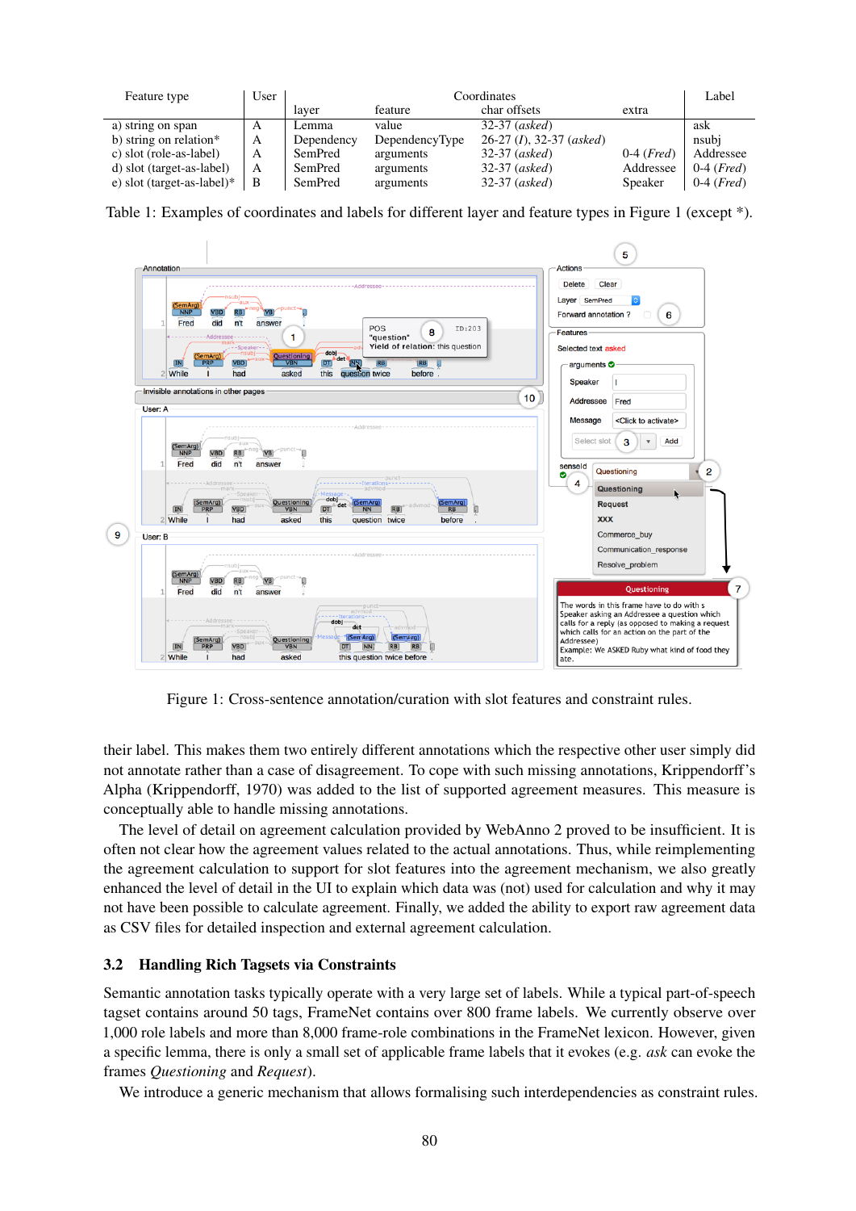| Feature type | User | Coordinates | | | | Label |
|---|---|---|---|---|---|---|
| | | layer | feature | char offsets | extra | |
| a) string on span | A | Lemma | value | 32-37 (*asked*) | | ask |
| b) string on relation* | A | Dependency | DependencyType | 26-27 (*I*), 32-37 (*asked*) | | nsubj |
| c) slot (role-as-label) | A | SemPred | arguments | 32-37 (*asked*) | 0-4 (*Fred*) | Addressee |
| d) slot (target-as-label) | A | SemPred | arguments | 32-37 (*asked*) | Addressee | 0-4 (*Fred*) |
| e) slot (target-as-label)* | B | SemPred | arguments | 32-37 (*asked*) | Speaker | 0-4 (*Fred*) |

Table 1: Examples of coordinates and labels for different layer and feature types in Figure 1 (except *).

Figure 1: Cross-sentence annotation/curation with slot features and constraint rules.

their label. This makes them two entirely different annotations which the respective other user simply did not annotate rather than a case of disagreement. To cope with such missing annotations, Krippendorff's Alpha (Krippendorff, 1970) was added to the list of supported agreement measures. This measure is conceptually able to handle missing annotations.

The level of detail on agreement calculation provided by WebAnno 2 proved to be insufficient. It is often not clear how the agreement values related to the actual annotations. Thus, while reimplementing the agreement calculation to support for slot features into the agreement mechanism, we also greatly enhanced the level of detail in the UI to explain which data was (not) used for calculation and why it may not have been possible to calculate agreement. Finally, we added the ability to export raw agreement data as CSV files for detailed inspection and external agreement calculation.

### 3.2 Handling Rich Tagsets via Constraints

Semantic annotation tasks typically operate with a very large set of labels. While a typical part-of-speech tagset contains around 50 tags, FrameNet contains over 800 frame labels. We currently observe over 1,000 role labels and more than 8,000 frame-role combinations in the FrameNet lexicon. However, given a specific lemma, there is only a small set of applicable frame labels that it evokes (e.g. *ask* can evoke the frames *Questioning* and *Request*).

We introduce a generic mechanism that allows formalising such interdependencies as constraint rules.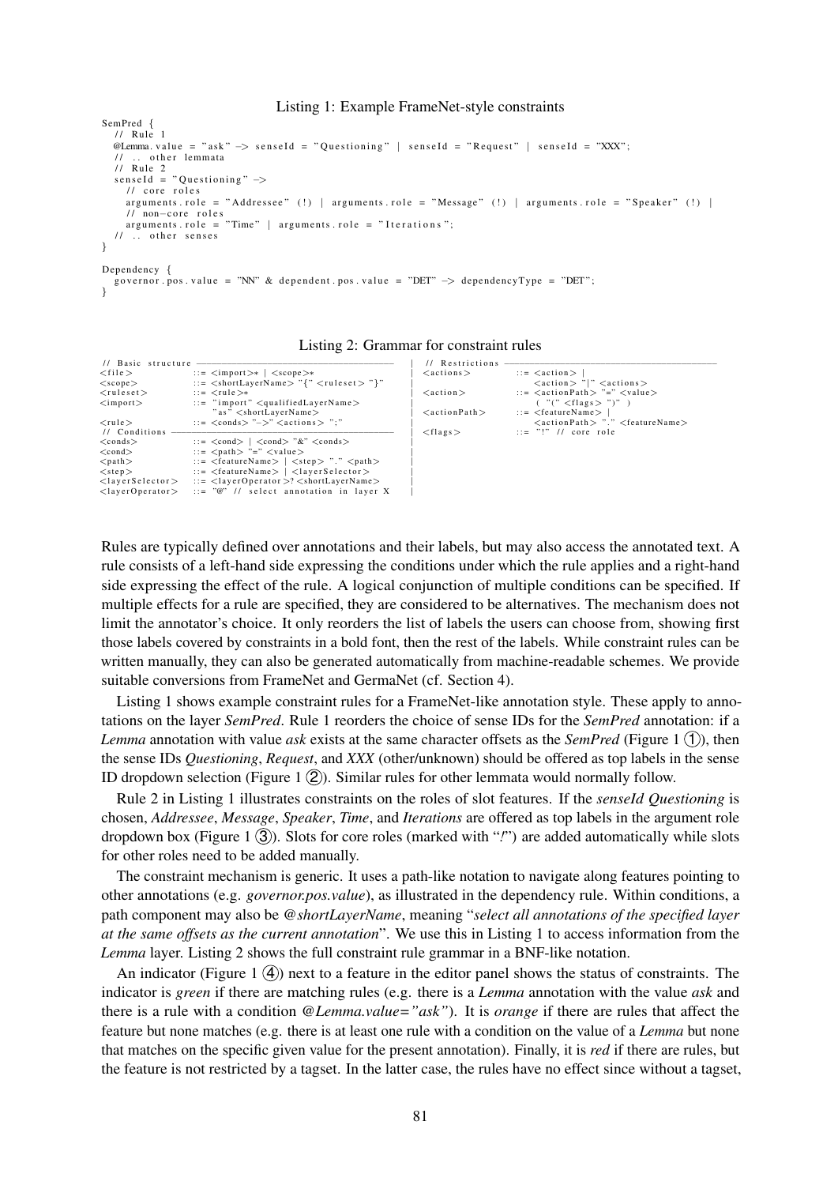Listing 1: Example FrameNet-style constraints

```
SemPred {
  // Rule 1
  @Lemma.value = "ask" -> senseId = "Questioning" | senseId = "Request" | senseId = "XXX";
  // .. other lemmata
  // Rule 2
  senseId = "Questioning" ->
    // core roles
    arguments.role = "Addressee" (!) | arguments.role = "Message" (!) | arguments.role = "Speaker" (!) |
    // non-core roles
    arguments.role = "Time" | arguments.role = "Iterations";
  // .. other senses
}

Dependency {
  governor.pos.value = "NN" & dependent.pos.value = "DET" -> dependencyType = "DET";
}
```

Listing 2: Grammar for constraint rules

```
// Basic structure ----------------------------------------
<file>            ::= <import>* | <scope>*
<scope>           ::= <shortLayerName> "{" <ruleset> "}"
<ruleset>         ::= <rule>*
<import>          ::= "import" <qualifiedLayerName>
                      "as" <shortLayerName>
<rule>            ::= <conds> "->" <actions> ";"
// Conditions ---------------------------------------------
<conds>           ::= <cond> | <cond> "&" <conds>
<cond>            ::= <path> "=" <value>
<path>            ::= <featureName> | <step> "." <path>
<step>            ::= <featureName> | <layerSelector>
<layerSelector>   ::= <layerOperator>? <shortLayerName>
<layerOperator>   ::= "@" // select annotation in layer X

// Restrictions -------------------------------------------
<actions>         ::= <action> |
                      <action> "|" <actions>
<action>          ::= <actionPath> "=" <value>
                      ( "(" <flags> ")" )
<actionPath>      ::= <featureName> |
                      <actionPath> "." <featureName>
<flags>           ::= "!" // core role
```

Rules are typically defined over annotations and their labels, but may also access the annotated text. A rule consists of a left-hand side expressing the conditions under which the rule applies and a right-hand side expressing the effect of the rule. A logical conjunction of multiple conditions can be specified. If multiple effects for a rule are specified, they are considered to be alternatives. The mechanism does not limit the annotator's choice. It only reorders the list of labels the users can choose from, showing first those labels covered by constraints in a bold font, then the rest of the labels. While constraint rules can be written manually, they can also be generated automatically from machine-readable schemes. We provide suitable conversions from FrameNet and GermaNet (cf. Section 4).

Listing 1 shows example constraint rules for a FrameNet-like annotation style. These apply to annotations on the layer *SemPred*. Rule 1 reorders the choice of sense IDs for the *SemPred* annotation: if a *Lemma* annotation with value *ask* exists at the same character offsets as the *SemPred* (Figure 1 ①), then the sense IDs *Questioning*, *Request*, and *XXX* (other/unknown) should be offered as top labels in the sense ID dropdown selection (Figure 1 ②). Similar rules for other lemmata would normally follow.

Rule 2 in Listing 1 illustrates constraints on the roles of slot features. If the *senseId Questioning* is chosen, *Addressee*, *Message*, *Speaker*, *Time*, and *Iterations* are offered as top labels in the argument role dropdown box (Figure 1 ③). Slots for core roles (marked with "*!*") are added automatically while slots for other roles need to be added manually.

The constraint mechanism is generic. It uses a path-like notation to navigate along features pointing to other annotations (e.g. *governor.pos.value*), as illustrated in the dependency rule. Within conditions, a path component may also be *@shortLayerName*, meaning "*select all annotations of the specified layer at the same offsets as the current annotation*". We use this in Listing 1 to access information from the *Lemma* layer. Listing 2 shows the full constraint rule grammar in a BNF-like notation.

An indicator (Figure 1 ④) next to a feature in the editor panel shows the status of constraints. The indicator is *green* if there are matching rules (e.g. there is a *Lemma* annotation with the value *ask* and there is a rule with a condition *@Lemma.value="ask"*). It is *orange* if there are rules that affect the feature but none matches (e.g. there is at least one rule with a condition on the value of a *Lemma* but none that matches on the specific given value for the present annotation). Finally, it is *red* if there are rules, but the feature is not restricted by a tagset. In the latter case, the rules have no effect since without a tagset,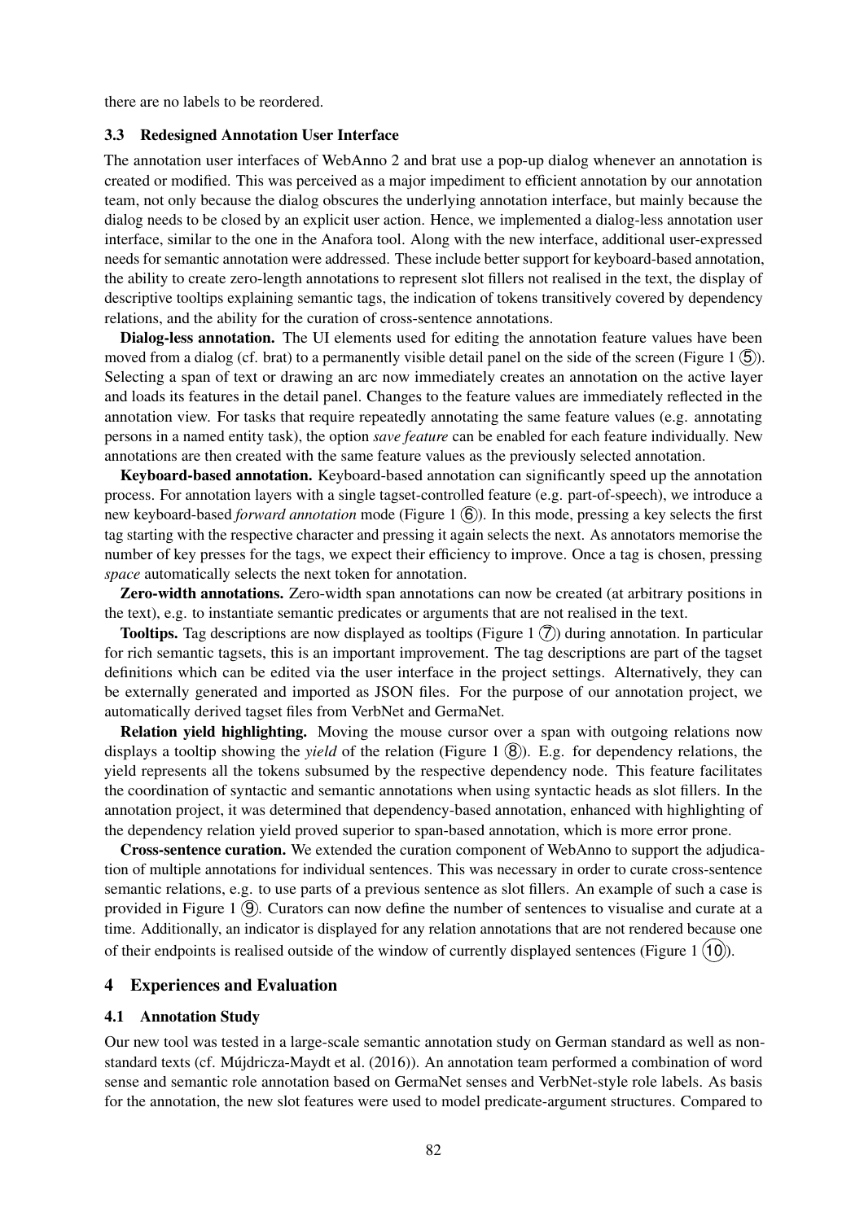there are no labels to be reordered.

### 3.3 Redesigned Annotation User Interface

The annotation user interfaces of WebAnno 2 and brat use a pop-up dialog whenever an annotation is created or modified. This was perceived as a major impediment to efficient annotation by our annotation team, not only because the dialog obscures the underlying annotation interface, but mainly because the dialog needs to be closed by an explicit user action. Hence, we implemented a dialog-less annotation user interface, similar to the one in the Anafora tool. Along with the new interface, additional user-expressed needs for semantic annotation were addressed. These include better support for keyboard-based annotation, the ability to create zero-length annotations to represent slot fillers not realised in the text, the display of descriptive tooltips explaining semantic tags, the indication of tokens transitively covered by dependency relations, and the ability for the curation of cross-sentence annotations.

**Dialog-less annotation.** The UI elements used for editing the annotation feature values have been moved from a dialog (cf. brat) to a permanently visible detail panel on the side of the screen (Figure 1 ⑤). Selecting a span of text or drawing an arc now immediately creates an annotation on the active layer and loads its features in the detail panel. Changes to the feature values are immediately reflected in the annotation view. For tasks that require repeatedly annotating the same feature values (e.g. annotating persons in a named entity task), the option *save feature* can be enabled for each feature individually. New annotations are then created with the same feature values as the previously selected annotation.

**Keyboard-based annotation.** Keyboard-based annotation can significantly speed up the annotation process. For annotation layers with a single tagset-controlled feature (e.g. part-of-speech), we introduce a new keyboard-based *forward annotation* mode (Figure 1 ⑥). In this mode, pressing a key selects the first tag starting with the respective character and pressing it again selects the next. As annotators memorise the number of key presses for the tags, we expect their efficiency to improve. Once a tag is chosen, pressing *space* automatically selects the next token for annotation.

**Zero-width annotations.** Zero-width span annotations can now be created (at arbitrary positions in the text), e.g. to instantiate semantic predicates or arguments that are not realised in the text.

**Tooltips.** Tag descriptions are now displayed as tooltips (Figure 1 ⑦) during annotation. In particular for rich semantic tagsets, this is an important improvement. The tag descriptions are part of the tagset definitions which can be edited via the user interface in the project settings. Alternatively, they can be externally generated and imported as JSON files. For the purpose of our annotation project, we automatically derived tagset files from VerbNet and GermaNet.

**Relation yield highlighting.** Moving the mouse cursor over a span with outgoing relations now displays a tooltip showing the *yield* of the relation (Figure 1 ⑧). E.g. for dependency relations, the yield represents all the tokens subsumed by the respective dependency node. This feature facilitates the coordination of syntactic and semantic annotations when using syntactic heads as slot fillers. In the annotation project, it was determined that dependency-based annotation, enhanced with highlighting of the dependency relation yield proved superior to span-based annotation, which is more error prone.

**Cross-sentence curation.** We extended the curation component of WebAnno to support the adjudication of multiple annotations for individual sentences. This was necessary in order to curate cross-sentence semantic relations, e.g. to use parts of a previous sentence as slot fillers. An example of such a case is provided in Figure 1 ⑨. Curators can now define the number of sentences to visualise and curate at a time. Additionally, an indicator is displayed for any relation annotations that are not rendered because one of their endpoints is realised outside of the window of currently displayed sentences (Figure 1 ⑩).

## 4 Experiences and Evaluation

### 4.1 Annotation Study

Our new tool was tested in a large-scale semantic annotation study on German standard as well as non-standard texts (cf. Mújdricza-Maydt et al. (2016)). An annotation team performed a combination of word sense and semantic role annotation based on GermaNet senses and VerbNet-style role labels. As basis for the annotation, the new slot features were used to model predicate-argument structures. Compared to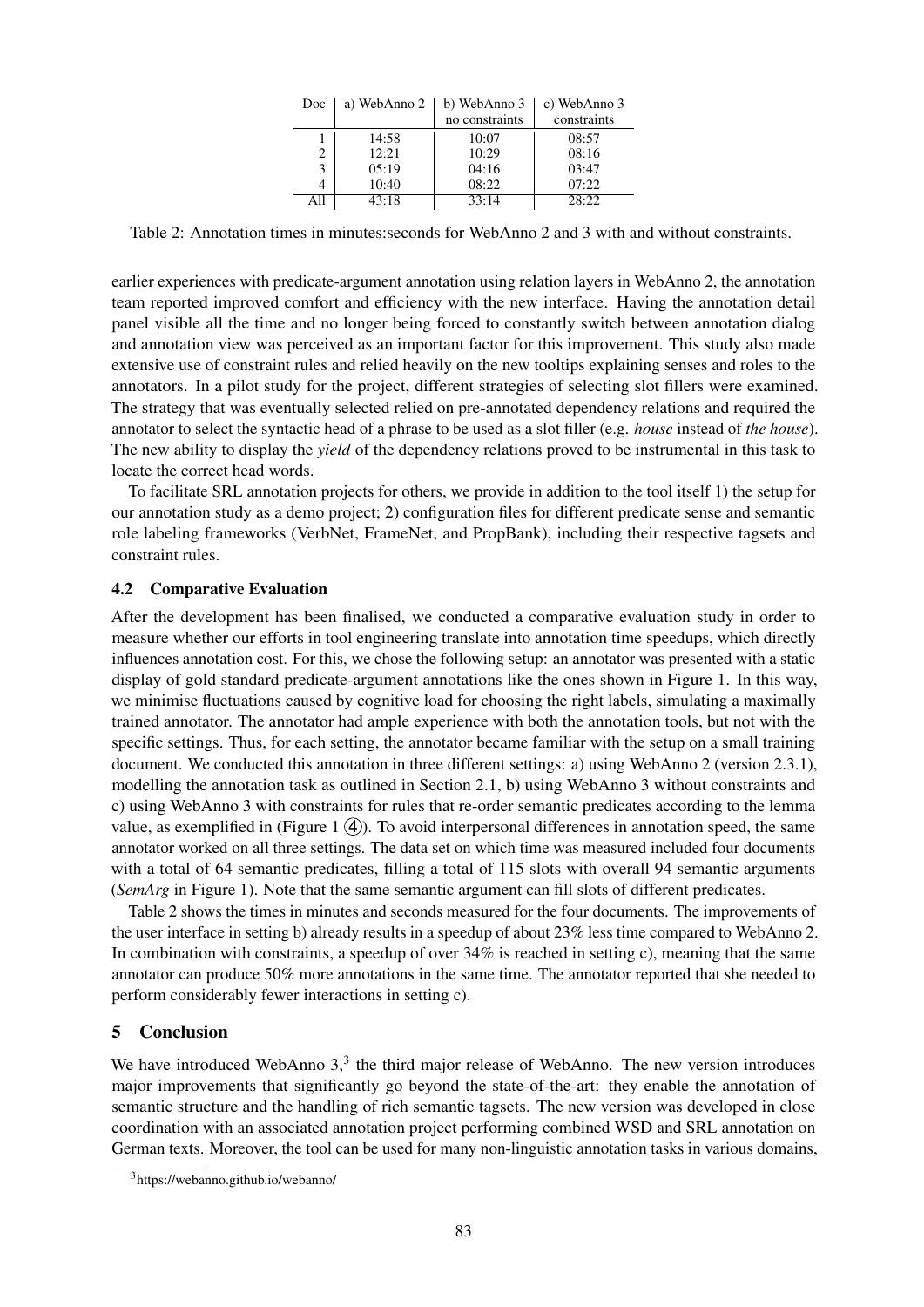| Doc | a) WebAnno 2 | b) WebAnno 3 no constraints | c) WebAnno 3 constraints |
|---|---|---|---|
| 1 | 14:58 | 10:07 | 08:57 |
| 2 | 12:21 | 10:29 | 08:16 |
| 3 | 05:19 | 04:16 | 03:47 |
| 4 | 10:40 | 08:22 | 07:22 |
| All | 43:18 | 33:14 | 28:22 |

Table 2: Annotation times in minutes:seconds for WebAnno 2 and 3 with and without constraints.

earlier experiences with predicate-argument annotation using relation layers in WebAnno 2, the annotation team reported improved comfort and efficiency with the new interface. Having the annotation detail panel visible all the time and no longer being forced to constantly switch between annotation dialog and annotation view was perceived as an important factor for this improvement. This study also made extensive use of constraint rules and relied heavily on the new tooltips explaining senses and roles to the annotators. In a pilot study for the project, different strategies of selecting slot fillers were examined. The strategy that was eventually selected relied on pre-annotated dependency relations and required the annotator to select the syntactic head of a phrase to be used as a slot filler (e.g. *house* instead of *the house*). The new ability to display the *yield* of the dependency relations proved to be instrumental in this task to locate the correct head words.

To facilitate SRL annotation projects for others, we provide in addition to the tool itself 1) the setup for our annotation study as a demo project; 2) configuration files for different predicate sense and semantic role labeling frameworks (VerbNet, FrameNet, and PropBank), including their respective tagsets and constraint rules.

### 4.2 Comparative Evaluation

After the development has been finalised, we conducted a comparative evaluation study in order to measure whether our efforts in tool engineering translate into annotation time speedups, which directly influences annotation cost. For this, we chose the following setup: an annotator was presented with a static display of gold standard predicate-argument annotations like the ones shown in Figure 1. In this way, we minimise fluctuations caused by cognitive load for choosing the right labels, simulating a maximally trained annotator. The annotator had ample experience with both the annotation tools, but not with the specific settings. Thus, for each setting, the annotator became familiar with the setup on a small training document. We conducted this annotation in three different settings: a) using WebAnno 2 (version 2.3.1), modelling the annotation task as outlined in Section 2.1, b) using WebAnno 3 without constraints and c) using WebAnno 3 with constraints for rules that re-order semantic predicates according to the lemma value, as exemplified in (Figure 1 ④). To avoid interpersonal differences in annotation speed, the same annotator worked on all three settings. The data set on which time was measured included four documents with a total of 64 semantic predicates, filling a total of 115 slots with overall 94 semantic arguments (*SemArg* in Figure 1). Note that the same semantic argument can fill slots of different predicates.

Table 2 shows the times in minutes and seconds measured for the four documents. The improvements of the user interface in setting b) already results in a speedup of about 23% less time compared to WebAnno 2. In combination with constraints, a speedup of over 34% is reached in setting c), meaning that the same annotator can produce 50% more annotations in the same time. The annotator reported that she needed to perform considerably fewer interactions in setting c).

## 5 Conclusion

We have introduced WebAnno 3,[3] the third major release of WebAnno. The new version introduces major improvements that significantly go beyond the state-of-the-art: they enable the annotation of semantic structure and the handling of rich semantic tagsets. The new version was developed in close coordination with an associated annotation project performing combined WSD and SRL annotation on German texts. Moreover, the tool can be used for many non-linguistic annotation tasks in various domains,

[3] https://webanno.github.io/webanno/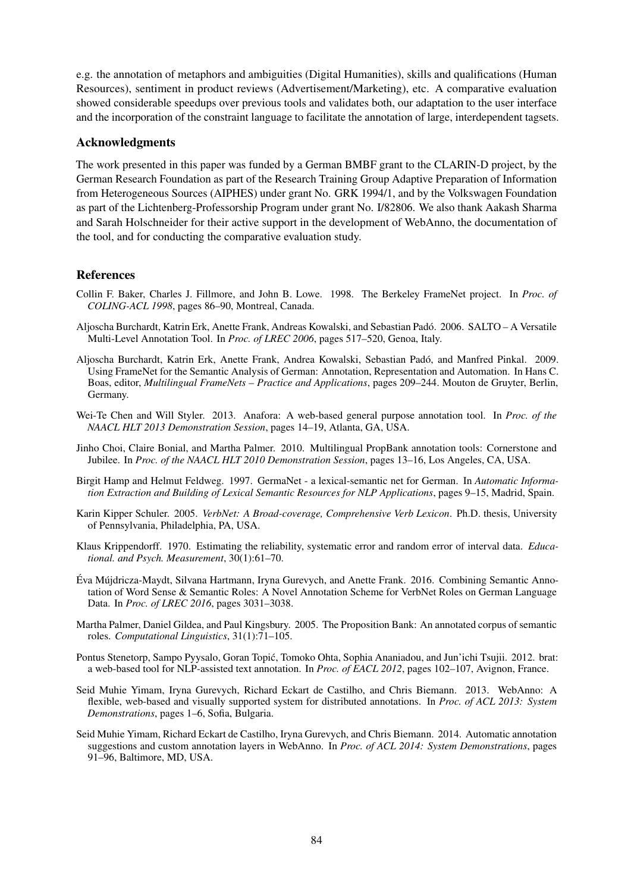e.g. the annotation of metaphors and ambiguities (Digital Humanities), skills and qualifications (Human Resources), sentiment in product reviews (Advertisement/Marketing), etc. A comparative evaluation showed considerable speedups over previous tools and validates both, our adaptation to the user interface and the incorporation of the constraint language to facilitate the annotation of large, interdependent tagsets.

## Acknowledgments

The work presented in this paper was funded by a German BMBF grant to the CLARIN-D project, by the German Research Foundation as part of the Research Training Group Adaptive Preparation of Information from Heterogeneous Sources (AIPHES) under grant No. GRK 1994/1, and by the Volkswagen Foundation as part of the Lichtenberg-Professorship Program under grant No. I/82806. We also thank Aakash Sharma and Sarah Holschneider for their active support in the development of WebAnno, the documentation of the tool, and for conducting the comparative evaluation study.

## References

Collin F. Baker, Charles J. Fillmore, and John B. Lowe. 1998. The Berkeley FrameNet project. In *Proc. of COLING-ACL 1998*, pages 86–90, Montreal, Canada.

Aljoscha Burchardt, Katrin Erk, Anette Frank, Andreas Kowalski, and Sebastian Padó. 2006. SALTO – A Versatile Multi-Level Annotation Tool. In *Proc. of LREC 2006*, pages 517–520, Genoa, Italy.

Aljoscha Burchardt, Katrin Erk, Anette Frank, Andrea Kowalski, Sebastian Padó, and Manfred Pinkal. 2009. Using FrameNet for the Semantic Analysis of German: Annotation, Representation and Automation. In Hans C. Boas, editor, *Multilingual FrameNets – Practice and Applications*, pages 209–244. Mouton de Gruyter, Berlin, Germany.

Wei-Te Chen and Will Styler. 2013. Anafora: A web-based general purpose annotation tool. In *Proc. of the NAACL HLT 2013 Demonstration Session*, pages 14–19, Atlanta, GA, USA.

Jinho Choi, Claire Bonial, and Martha Palmer. 2010. Multilingual PropBank annotation tools: Cornerstone and Jubilee. In *Proc. of the NAACL HLT 2010 Demonstration Session*, pages 13–16, Los Angeles, CA, USA.

Birgit Hamp and Helmut Feldweg. 1997. GermaNet - a lexical-semantic net for German. In *Automatic Information Extraction and Building of Lexical Semantic Resources for NLP Applications*, pages 9–15, Madrid, Spain.

Karin Kipper Schuler. 2005. *VerbNet: A Broad-coverage, Comprehensive Verb Lexicon*. Ph.D. thesis, University of Pennsylvania, Philadelphia, PA, USA.

Klaus Krippendorff. 1970. Estimating the reliability, systematic error and random error of interval data. *Educational. and Psych. Measurement*, 30(1):61–70.

Éva Mújdricza-Maydt, Silvana Hartmann, Iryna Gurevych, and Anette Frank. 2016. Combining Semantic Annotation of Word Sense & Semantic Roles: A Novel Annotation Scheme for VerbNet Roles on German Language Data. In *Proc. of LREC 2016*, pages 3031–3038.

Martha Palmer, Daniel Gildea, and Paul Kingsbury. 2005. The Proposition Bank: An annotated corpus of semantic roles. *Computational Linguistics*, 31(1):71–105.

Pontus Stenetorp, Sampo Pyysalo, Goran Topić, Tomoko Ohta, Sophia Ananiadou, and Jun'ichi Tsujii. 2012. brat: a web-based tool for NLP-assisted text annotation. In *Proc. of EACL 2012*, pages 102–107, Avignon, France.

Seid Muhie Yimam, Iryna Gurevych, Richard Eckart de Castilho, and Chris Biemann. 2013. WebAnno: A flexible, web-based and visually supported system for distributed annotations. In *Proc. of ACL 2013: System Demonstrations*, pages 1–6, Sofia, Bulgaria.

Seid Muhie Yimam, Richard Eckart de Castilho, Iryna Gurevych, and Chris Biemann. 2014. Automatic annotation suggestions and custom annotation layers in WebAnno. In *Proc. of ACL 2014: System Demonstrations*, pages 91–96, Baltimore, MD, USA.